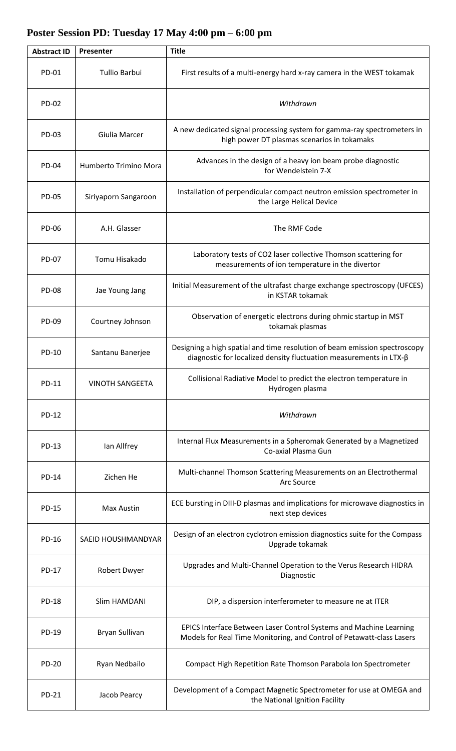## Poster Session PD: Tuesday 17 May 4:00 pm – 6:00 pm

| Abstract ID | Presenter | Title |
|---|---|---|
| PD-01 | Tullio Barbui | First results of a multi-energy hard x-ray camera in the WEST tokamak |
| PD-02 | | *Withdrawn* |
| PD-03 | Giulia Marcer | A new dedicated signal processing system for gamma-ray spectrometers in high power DT plasmas scenarios in tokamaks |
| PD-04 | Humberto Trimino Mora | Advances in the design of a heavy ion beam probe diagnostic for Wendelstein 7-X |
| PD-05 | Siriyaporn Sangaroon | Installation of perpendicular compact neutron emission spectrometer in the Large Helical Device |
| PD-06 | A.H. Glasser | The RMF Code |
| PD-07 | Tomu Hisakado | Laboratory tests of $CO_2$ laser collective Thomson scattering for measurements of ion temperature in the divertor |
| PD-08 | Jae Young Jang | Initial Measurement of the ultrafast charge exchange spectroscopy (UFCES) in KSTAR tokamak |
| PD-09 | Courtney Johnson | Observation of energetic electrons during ohmic startup in MST tokamak plasmas |
| PD-10 | Santanu Banerjee | Designing a high spatial and time resolution of beam emission spectroscopy diagnostic for localized density fluctuation measurements in LTX-$\beta$ |
| PD-11 | VINOTH SANGEETA | Collisional Radiative Model to predict the electron temperature in Hydrogen plasma |
| PD-12 | | *Withdrawn* |
| PD-13 | Ian Allfrey | Internal Flux Measurements in a Spheromak Generated by a Magnetized Co-axial Plasma Gun |
| PD-14 | Zichen He | Multi-channel Thomson Scattering Measurements on an Electrothermal Arc Source |
| PD-15 | Max Austin | ECE bursting in DIII-D plasmas and implications for microwave diagnostics in next step devices |
| PD-16 | SAEID HOUSHMANDYAR | Design of an electron cyclotron emission diagnostics suite for the Compass Upgrade tokamak |
| PD-17 | Robert Dwyer | Upgrades and Multi-Channel Operation to the Verus Research HIDRA Diagnostic |
| PD-18 | Slim HAMDANI | DIP, a dispersion interferometer to measure ne at ITER |
| PD-19 | Bryan Sullivan | EPICS Interface Between Laser Control Systems and Machine Learning Models for Real Time Monitoring, and Control of Petawatt-class Lasers |
| PD-20 | Ryan Nedbailo | Compact High Repetition Rate Thomson Parabola Ion Spectrometer |
| PD-21 | Jacob Pearcy | Development of a Compact Magnetic Spectrometer for use at OMEGA and the National Ignition Facility |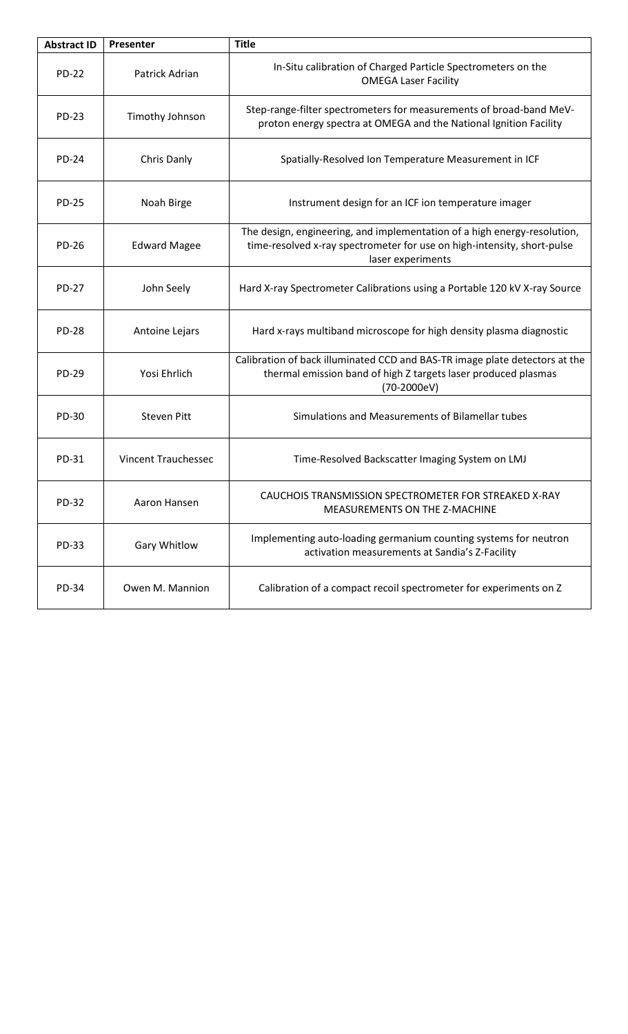| Abstract ID | Presenter | Title |
| --- | --- | --- |
| PD-22 | Patrick Adrian | In-Situ calibration of Charged Particle Spectrometers on the OMEGA Laser Facility |
| PD-23 | Timothy Johnson | Step-range-filter spectrometers for measurements of broad-band MeV-proton energy spectra at OMEGA and the National Ignition Facility |
| PD-24 | Chris Danly | Spatially-Resolved Ion Temperature Measurement in ICF |
| PD-25 | Noah Birge | Instrument design for an ICF ion temperature imager |
| PD-26 | Edward Magee | The design, engineering, and implementation of a high energy-resolution, time-resolved x-ray spectrometer for use on high-intensity, short-pulse laser experiments |
| PD-27 | John Seely | Hard X-ray Spectrometer Calibrations using a Portable 120 kV X-ray Source |
| PD-28 | Antoine Lejars | Hard x-rays multiband microscope for high density plasma diagnostic |
| PD-29 | Yosi Ehrlich | Calibration of back illuminated CCD and BAS-TR image plate detectors at the thermal emission band of high Z targets laser produced plasmas (70-2000eV) |
| PD-30 | Steven Pitt | Simulations and Measurements of Bilamellar tubes |
| PD-31 | Vincent Trauchessec | Time-Resolved Backscatter Imaging System on LMJ |
| PD-32 | Aaron Hansen | CAUCHOIS TRANSMISSION SPECTROMETER FOR STREAKED X-RAY MEASUREMENTS ON THE Z-MACHINE |
| PD-33 | Gary Whitlow | Implementing auto-loading germanium counting systems for neutron activation measurements at Sandia's Z-Facility |
| PD-34 | Owen M. Mannion | Calibration of a compact recoil spectrometer for experiments on Z |